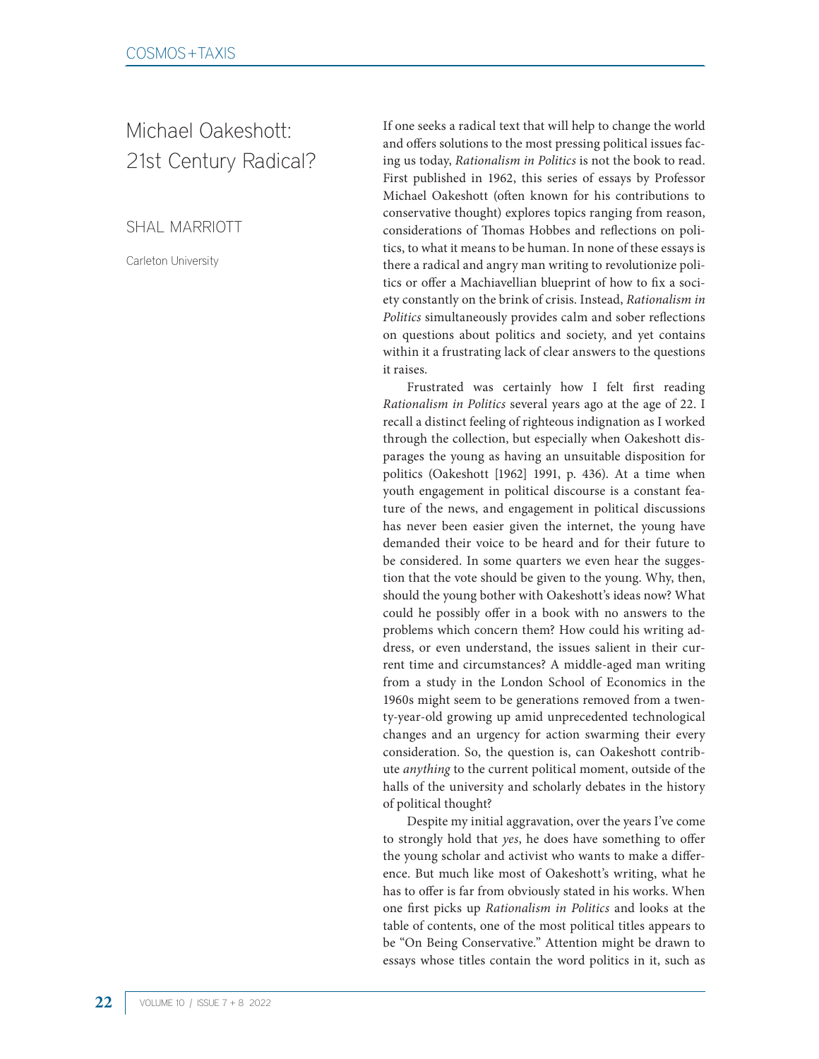# Michael Oakeshott: 21st Century Radical?

SHAL MARRIOTT

Carleton University

If one seeks a radical text that will help to change the world and offers solutions to the most pressing political issues facing us today, *Rationalism in Politics* is not the book to read. First published in 1962, this series of essays by Professor Michael Oakeshott (often known for his contributions to conservative thought) explores topics ranging from reason, considerations of Thomas Hobbes and reflections on politics, to what it means to be human. In none of these essays is there a radical and angry man writing to revolutionize politics or offer a Machiavellian blueprint of how to fix a society constantly on the brink of crisis. Instead, *Rationalism in Politics* simultaneously provides calm and sober reflections on questions about politics and society, and yet contains within it a frustrating lack of clear answers to the questions it raises.

Frustrated was certainly how I felt first reading *Rationalism in Politics* several years ago at the age of 22. I recall a distinct feeling of righteous indignation as I worked through the collection, but especially when Oakeshott disparages the young as having an unsuitable disposition for politics (Oakeshott [1962] 1991, p. 436). At a time when youth engagement in political discourse is a constant feature of the news, and engagement in political discussions has never been easier given the internet, the young have demanded their voice to be heard and for their future to be considered. In some quarters we even hear the suggestion that the vote should be given to the young. Why, then, should the young bother with Oakeshott's ideas now? What could he possibly offer in a book with no answers to the problems which concern them? How could his writing address, or even understand, the issues salient in their current time and circumstances? A middle-aged man writing from a study in the London School of Economics in the 1960s might seem to be generations removed from a twenty-year-old growing up amid unprecedented technological changes and an urgency for action swarming their every consideration. So, the question is, can Oakeshott contribute *anything* to the current political moment, outside of the halls of the university and scholarly debates in the history of political thought?

Despite my initial aggravation, over the years I've come to strongly hold that *yes*, he does have something to offer the young scholar and activist who wants to make a difference. But much like most of Oakeshott's writing, what he has to offer is far from obviously stated in his works. When one first picks up *Rationalism in Politics* and looks at the table of contents, one of the most political titles appears to be "On Being Conservative." Attention might be drawn to essays whose titles contain the word politics in it, such as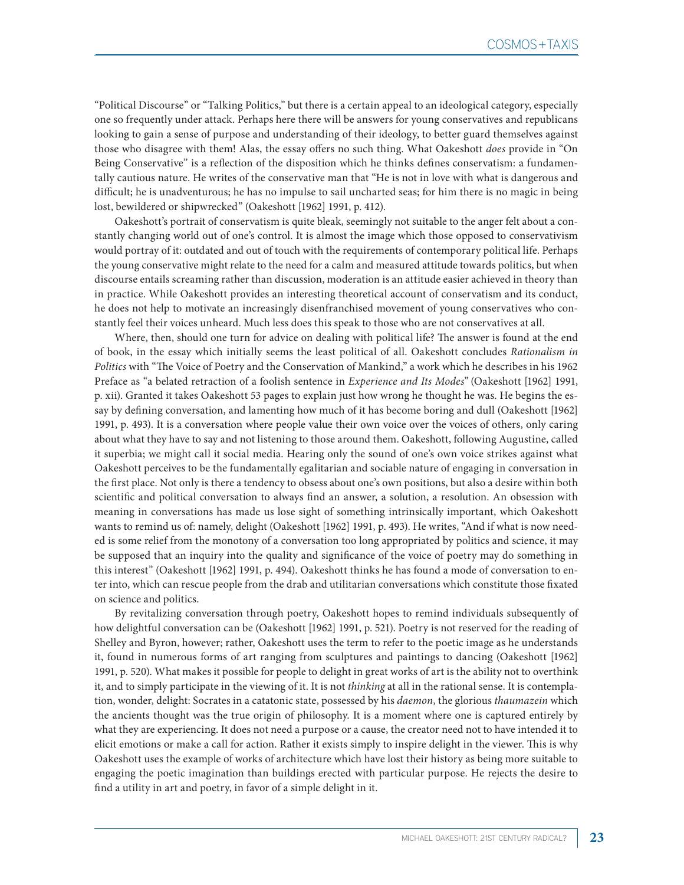"Political Discourse" or "Talking Politics," but there is a certain appeal to an ideological category, especially one so frequently under attack. Perhaps here there will be answers for young conservatives and republicans looking to gain a sense of purpose and understanding of their ideology, to better guard themselves against those who disagree with them! Alas, the essay offers no such thing. What Oakeshott *does* provide in "On Being Conservative" is a reflection of the disposition which he thinks defines conservatism: a fundamentally cautious nature. He writes of the conservative man that "He is not in love with what is dangerous and difficult; he is unadventurous; he has no impulse to sail uncharted seas; for him there is no magic in being lost, bewildered or shipwrecked" (Oakeshott [1962] 1991, p. 412).

Oakeshott's portrait of conservatism is quite bleak, seemingly not suitable to the anger felt about a constantly changing world out of one's control. It is almost the image which those opposed to conservativism would portray of it: outdated and out of touch with the requirements of contemporary political life. Perhaps the young conservative might relate to the need for a calm and measured attitude towards politics, but when discourse entails screaming rather than discussion, moderation is an attitude easier achieved in theory than in practice. While Oakeshott provides an interesting theoretical account of conservatism and its conduct, he does not help to motivate an increasingly disenfranchised movement of young conservatives who constantly feel their voices unheard. Much less does this speak to those who are not conservatives at all.

Where, then, should one turn for advice on dealing with political life? The answer is found at the end of book, in the essay which initially seems the least political of all. Oakeshott concludes *Rationalism in Politics* with "The Voice of Poetry and the Conservation of Mankind," a work which he describes in his 1962 Preface as "a belated retraction of a foolish sentence in *Experience and Its Modes*" (Oakeshott [1962] 1991, p. xii). Granted it takes Oakeshott 53 pages to explain just how wrong he thought he was. He begins the essay by defining conversation, and lamenting how much of it has become boring and dull (Oakeshott [1962] 1991, p. 493). It is a conversation where people value their own voice over the voices of others, only caring about what they have to say and not listening to those around them. Oakeshott, following Augustine, called it superbia; we might call it social media. Hearing only the sound of one's own voice strikes against what Oakeshott perceives to be the fundamentally egalitarian and sociable nature of engaging in conversation in the first place. Not only is there a tendency to obsess about one's own positions, but also a desire within both scientific and political conversation to always find an answer, a solution, a resolution. An obsession with meaning in conversations has made us lose sight of something intrinsically important, which Oakeshott wants to remind us of: namely, delight (Oakeshott [1962] 1991, p. 493). He writes, "And if what is now needed is some relief from the monotony of a conversation too long appropriated by politics and science, it may be supposed that an inquiry into the quality and significance of the voice of poetry may do something in this interest" (Oakeshott [1962] 1991, p. 494). Oakeshott thinks he has found a mode of conversation to enter into, which can rescue people from the drab and utilitarian conversations which constitute those fixated on science and politics.

By revitalizing conversation through poetry, Oakeshott hopes to remind individuals subsequently of how delightful conversation can be (Oakeshott [1962] 1991, p. 521). Poetry is not reserved for the reading of Shelley and Byron, however; rather, Oakeshott uses the term to refer to the poetic image as he understands it, found in numerous forms of art ranging from sculptures and paintings to dancing (Oakeshott [1962] 1991, p. 520). What makes it possible for people to delight in great works of art is the ability not to overthink it, and to simply participate in the viewing of it. It is not *thinking* at all in the rational sense. It is contemplation, wonder, delight: Socrates in a catatonic state, possessed by his *daemon*, the glorious *thaumazein* which the ancients thought was the true origin of philosophy. It is a moment where one is captured entirely by what they are experiencing. It does not need a purpose or a cause, the creator need not to have intended it to elicit emotions or make a call for action. Rather it exists simply to inspire delight in the viewer. This is why Oakeshott uses the example of works of architecture which have lost their history as being more suitable to engaging the poetic imagination than buildings erected with particular purpose. He rejects the desire to find a utility in art and poetry, in favor of a simple delight in it.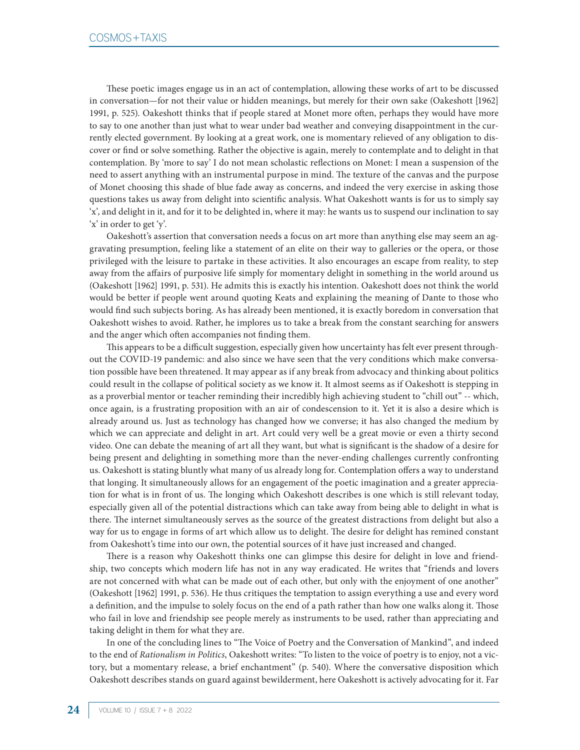These poetic images engage us in an act of contemplation, allowing these works of art to be discussed in conversation—for not their value or hidden meanings, but merely for their own sake (Oakeshott [1962] 1991, p. 525). Oakeshott thinks that if people stared at Monet more often, perhaps they would have more to say to one another than just what to wear under bad weather and conveying disappointment in the currently elected government. By looking at a great work, one is momentary relieved of any obligation to discover or find or solve something. Rather the objective is again, merely to contemplate and to delight in that contemplation. By 'more to say' I do not mean scholastic reflections on Monet: I mean a suspension of the need to assert anything with an instrumental purpose in mind. The texture of the canvas and the purpose of Monet choosing this shade of blue fade away as concerns, and indeed the very exercise in asking those questions takes us away from delight into scientific analysis. What Oakeshott wants is for us to simply say 'x', and delight in it, and for it to be delighted in, where it may: he wants us to suspend our inclination to say 'x' in order to get 'y'.

Oakeshott's assertion that conversation needs a focus on art more than anything else may seem an aggravating presumption, feeling like a statement of an elite on their way to galleries or the opera, or those privileged with the leisure to partake in these activities. It also encourages an escape from reality, to step away from the affairs of purposive life simply for momentary delight in something in the world around us (Oakeshott [1962] 1991, p. 531). He admits this is exactly his intention. Oakeshott does not think the world would be better if people went around quoting Keats and explaining the meaning of Dante to those who would find such subjects boring. As has already been mentioned, it is exactly boredom in conversation that Oakeshott wishes to avoid. Rather, he implores us to take a break from the constant searching for answers and the anger which often accompanies not finding them.

This appears to be a difficult suggestion, especially given how uncertainty has felt ever present throughout the COVID-19 pandemic: and also since we have seen that the very conditions which make conversation possible have been threatened. It may appear as if any break from advocacy and thinking about politics could result in the collapse of political society as we know it. It almost seems as if Oakeshott is stepping in as a proverbial mentor or teacher reminding their incredibly high achieving student to "chill out" -- which, once again, is a frustrating proposition with an air of condescension to it. Yet it is also a desire which is already around us. Just as technology has changed how we converse; it has also changed the medium by which we can appreciate and delight in art. Art could very well be a great movie or even a thirty second video. One can debate the meaning of art all they want, but what is significant is the shadow of a desire for being present and delighting in something more than the never-ending challenges currently confronting us. Oakeshott is stating bluntly what many of us already long for. Contemplation offers a way to understand that longing. It simultaneously allows for an engagement of the poetic imagination and a greater appreciation for what is in front of us. The longing which Oakeshott describes is one which is still relevant today, especially given all of the potential distractions which can take away from being able to delight in what is there. The internet simultaneously serves as the source of the greatest distractions from delight but also a way for us to engage in forms of art which allow us to delight. The desire for delight has remined constant from Oakeshott's time into our own, the potential sources of it have just increased and changed.

There is a reason why Oakeshott thinks one can glimpse this desire for delight in love and friendship, two concepts which modern life has not in any way eradicated. He writes that "friends and lovers are not concerned with what can be made out of each other, but only with the enjoyment of one another" (Oakeshott [1962] 1991, p. 536). He thus critiques the temptation to assign everything a use and every word a definition, and the impulse to solely focus on the end of a path rather than how one walks along it. Those who fail in love and friendship see people merely as instruments to be used, rather than appreciating and taking delight in them for what they are.

In one of the concluding lines to "The Voice of Poetry and the Conversation of Mankind", and indeed to the end of *Rationalism in Politics*, Oakeshott writes: "To listen to the voice of poetry is to enjoy, not a victory, but a momentary release, a brief enchantment" (p. 540). Where the conversative disposition which Oakeshott describes stands on guard against bewilderment, here Oakeshott is actively advocating for it. Far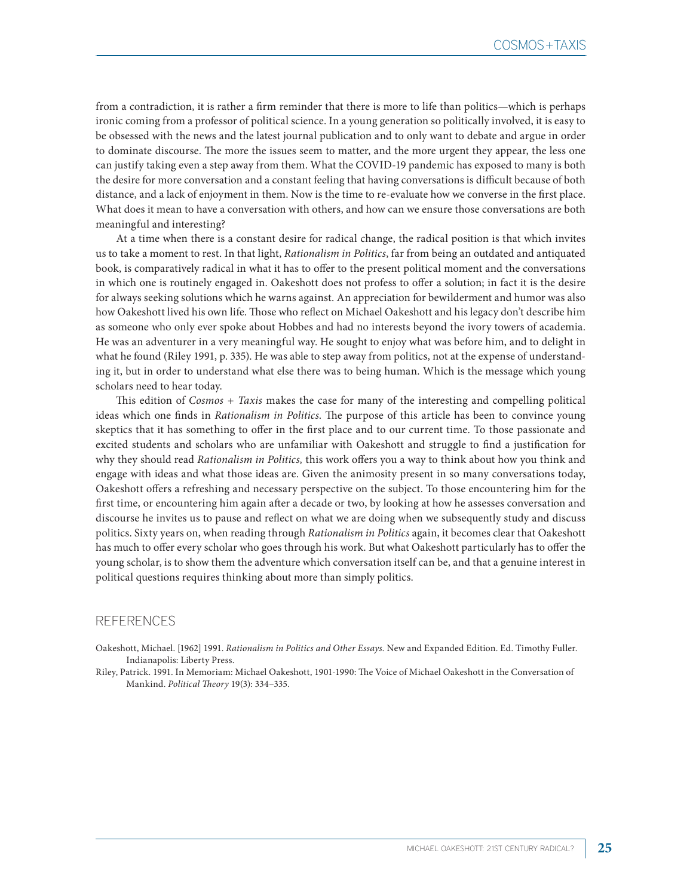from a contradiction, it is rather a firm reminder that there is more to life than politics—which is perhaps ironic coming from a professor of political science. In a young generation so politically involved, it is easy to be obsessed with the news and the latest journal publication and to only want to debate and argue in order to dominate discourse. The more the issues seem to matter, and the more urgent they appear, the less one can justify taking even a step away from them. What the COVID-19 pandemic has exposed to many is both the desire for more conversation and a constant feeling that having conversations is difficult because of both distance, and a lack of enjoyment in them. Now is the time to re-evaluate how we converse in the first place. What does it mean to have a conversation with others, and how can we ensure those conversations are both meaningful and interesting?

At a time when there is a constant desire for radical change, the radical position is that which invites us to take a moment to rest. In that light, *Rationalism in Politics*, far from being an outdated and antiquated book, is comparatively radical in what it has to offer to the present political moment and the conversations in which one is routinely engaged in. Oakeshott does not profess to offer a solution; in fact it is the desire for always seeking solutions which he warns against. An appreciation for bewilderment and humor was also how Oakeshott lived his own life. Those who reflect on Michael Oakeshott and his legacy don't describe him as someone who only ever spoke about Hobbes and had no interests beyond the ivory towers of academia. He was an adventurer in a very meaningful way. He sought to enjoy what was before him, and to delight in what he found (Riley 1991, p. 335). He was able to step away from politics, not at the expense of understanding it, but in order to understand what else there was to being human. Which is the message which young scholars need to hear today.

This edition of *Cosmos + Taxis* makes the case for many of the interesting and compelling political ideas which one finds in *Rationalism in Politics*. The purpose of this article has been to convince young skeptics that it has something to offer in the first place and to our current time. To those passionate and excited students and scholars who are unfamiliar with Oakeshott and struggle to find a justification for why they should read *Rationalism in Politics,* this work offers you a way to think about how you think and engage with ideas and what those ideas are. Given the animosity present in so many conversations today, Oakeshott offers a refreshing and necessary perspective on the subject. To those encountering him for the first time, or encountering him again after a decade or two, by looking at how he assesses conversation and discourse he invites us to pause and reflect on what we are doing when we subsequently study and discuss politics. Sixty years on, when reading through *Rationalism in Politics* again, it becomes clear that Oakeshott has much to offer every scholar who goes through his work. But what Oakeshott particularly has to offer the young scholar, is to show them the adventure which conversation itself can be, and that a genuine interest in political questions requires thinking about more than simply politics.

## REFERENCES

Oakeshott, Michael. [1962] 1991. *Rationalism in Politics and Other Essays.* New and Expanded Edition. Ed. Timothy Fuller. Indianapolis: Liberty Press.

Riley, Patrick. 1991. In Memoriam: Michael Oakeshott, 1901-1990: The Voice of Michael Oakeshott in the Conversation of Mankind. *Political Theory* 19(3): 334–335.